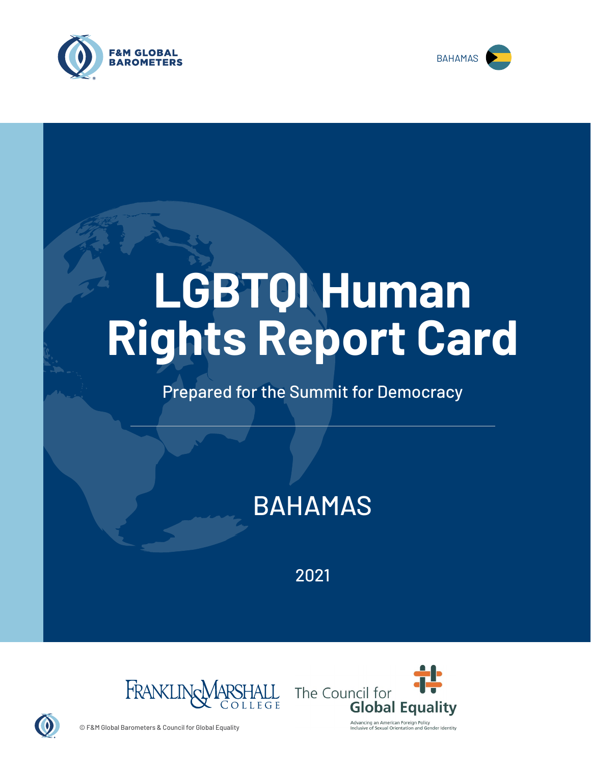F&M GLOBAL BAROMETERS

BAHAMAS

# LGBTQI Human Rights Report Card

Prepared for the Summit for Democracy

## BAHAMAS

2021

FRANKLIN & MARSHALL COLLEGE

The Council for Global Equality

Advancing an American Foreign Policy Inclusive of Sexual Orientation and Gender Identity

© F&M Global Barometers & Council for Global Equality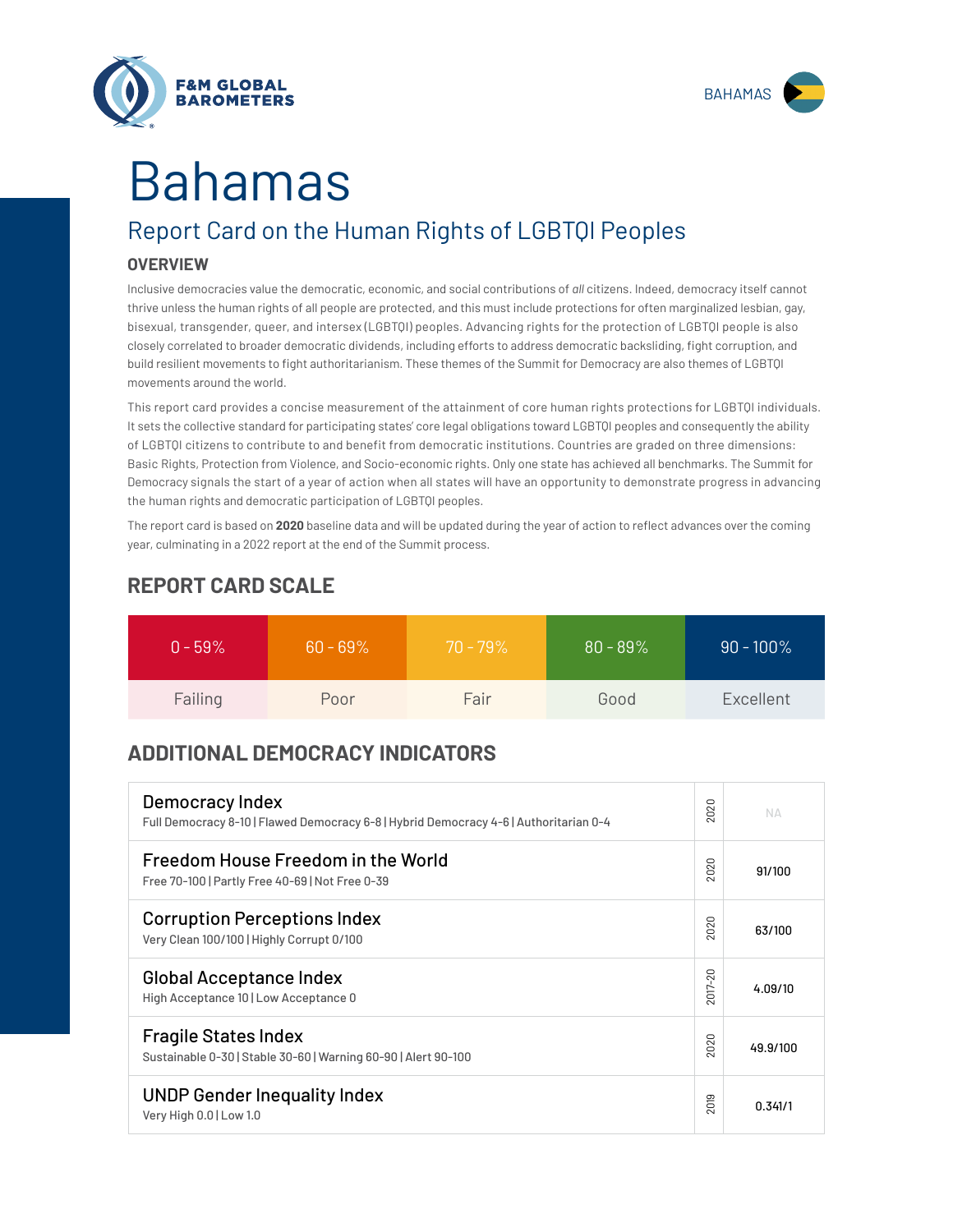# Bahamas

## Report Card on the Human Rights of LGBTQI Peoples

### OVERVIEW

Inclusive democracies value the democratic, economic, and social contributions of *all* citizens. Indeed, democracy itself cannot thrive unless the human rights of all people are protected, and this must include protections for often marginalized lesbian, gay, bisexual, transgender, queer, and intersex (LGBTQI) peoples. Advancing rights for the protection of LGBTQI people is also closely correlated to broader democratic dividends, including efforts to address democratic backsliding, fight corruption, and build resilient movements to fight authoritarianism. These themes of the Summit for Democracy are also themes of LGBTQI movements around the world.

This report card provides a concise measurement of the attainment of core human rights protections for LGBTQI individuals. It sets the collective standard for participating states' core legal obligations toward LGBTQI peoples and consequently the ability of LGBTQI citizens to contribute to and benefit from democratic institutions. Countries are graded on three dimensions: Basic Rights, Protection from Violence, and Socio-economic rights. Only one state has achieved all benchmarks. The Summit for Democracy signals the start of a year of action when all states will have an opportunity to demonstrate progress in advancing the human rights and democratic participation of LGBTQI peoples.

The report card is based on **2020** baseline data and will be updated during the year of action to reflect advances over the coming year, culminating in a 2022 report at the end of the Summit process.

## REPORT CARD SCALE

| 0 - 59% | 60 - 69% | 70 - 79% | 80 - 89% | 90 - 100% |
|---|---|---|---|---|
| Failing | Poor | Fair | Good | Excellent |

## ADDITIONAL DEMOCRACY INDICATORS

| Indicator | Year | Score |
|---|---|---|
| Democracy Index<br>Full Democracy 8-10 \| Flawed Democracy 6-8 \| Hybrid Democracy 4-6 \| Authoritarian 0-4 | 2020 | NA |
| Freedom House Freedom in the World<br>Free 70-100 \| Partly Free 40-69 \| Not Free 0-39 | 2020 | 91/100 |
| Corruption Perceptions Index<br>Very Clean 100/100 \| Highly Corrupt 0/100 | 2020 | 63/100 |
| Global Acceptance Index<br>High Acceptance 10 \| Low Acceptance 0 | 2017-20 | 4.09/10 |
| Fragile States Index<br>Sustainable 0-30 \| Stable 30-60 \| Warning 60-90 \| Alert 90-100 | 2020 | 49.9/100 |
| UNDP Gender Inequality Index<br>Very High 0.0 \| Low 1.0 | 2019 | 0.341/1 |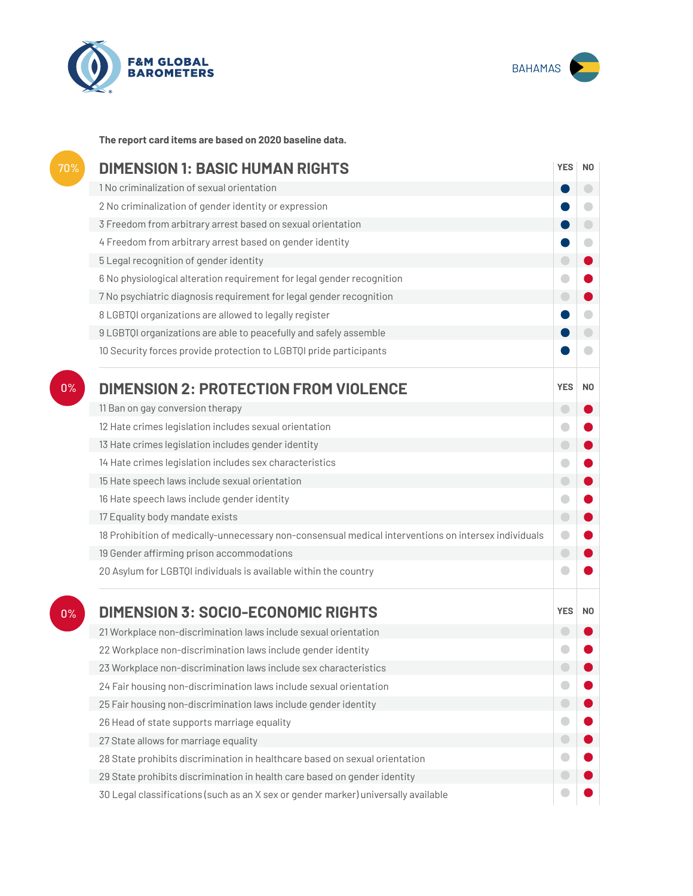F&M GLOBAL BAROMETERS

BAHAMAS

**The report card items are based on 2020 baseline data.**

## 70% DIMENSION 1: BASIC HUMAN RIGHTS

| Item | YES | NO |
|---|---|---|
| 1 No criminalization of sexual orientation | ● | |
| 2 No criminalization of gender identity or expression | ● | |
| 3 Freedom from arbitrary arrest based on sexual orientation | ● | |
| 4 Freedom from arbitrary arrest based on gender identity | ● | |
| 5 Legal recognition of gender identity | | ● |
| 6 No physiological alteration requirement for legal gender recognition | | ● |
| 7 No psychiatric diagnosis requirement for legal gender recognition | | ● |
| 8 LGBTQI organizations are allowed to legally register | ● | |
| 9 LGBTQI organizations are able to peacefully and safely assemble | ● | |
| 10 Security forces provide protection to LGBTQI pride participants | ● | |

## 0% DIMENSION 2: PROTECTION FROM VIOLENCE

| Item | YES | NO |
|---|---|---|
| 11 Ban on gay conversion therapy | | ● |
| 12 Hate crimes legislation includes sexual orientation | | ● |
| 13 Hate crimes legislation includes gender identity | | ● |
| 14 Hate crimes legislation includes sex characteristics | | ● |
| 15 Hate speech laws include sexual orientation | | ● |
| 16 Hate speech laws include gender identity | | ● |
| 17 Equality body mandate exists | | ● |
| 18 Prohibition of medically-unnecessary non-consensual medical interventions on intersex individuals | | ● |
| 19 Gender affirming prison accommodations | | ● |
| 20 Asylum for LGBTQI individuals is available within the country | | ● |

## 0% DIMENSION 3: SOCIO-ECONOMIC RIGHTS

| Item | YES | NO |
|---|---|---|
| 21 Workplace non-discrimination laws include sexual orientation | | ● |
| 22 Workplace non-discrimination laws include gender identity | | ● |
| 23 Workplace non-discrimination laws include sex characteristics | | ● |
| 24 Fair housing non-discrimination laws include sexual orientation | | ● |
| 25 Fair housing non-discrimination laws include gender identity | | ● |
| 26 Head of state supports marriage equality | | ● |
| 27 State allows for marriage equality | | ● |
| 28 State prohibits discrimination in healthcare based on sexual orientation | | ● |
| 29 State prohibits discrimination in health care based on gender identity | | ● |
| 30 Legal classifications (such as an X sex or gender marker) universally available | | ● |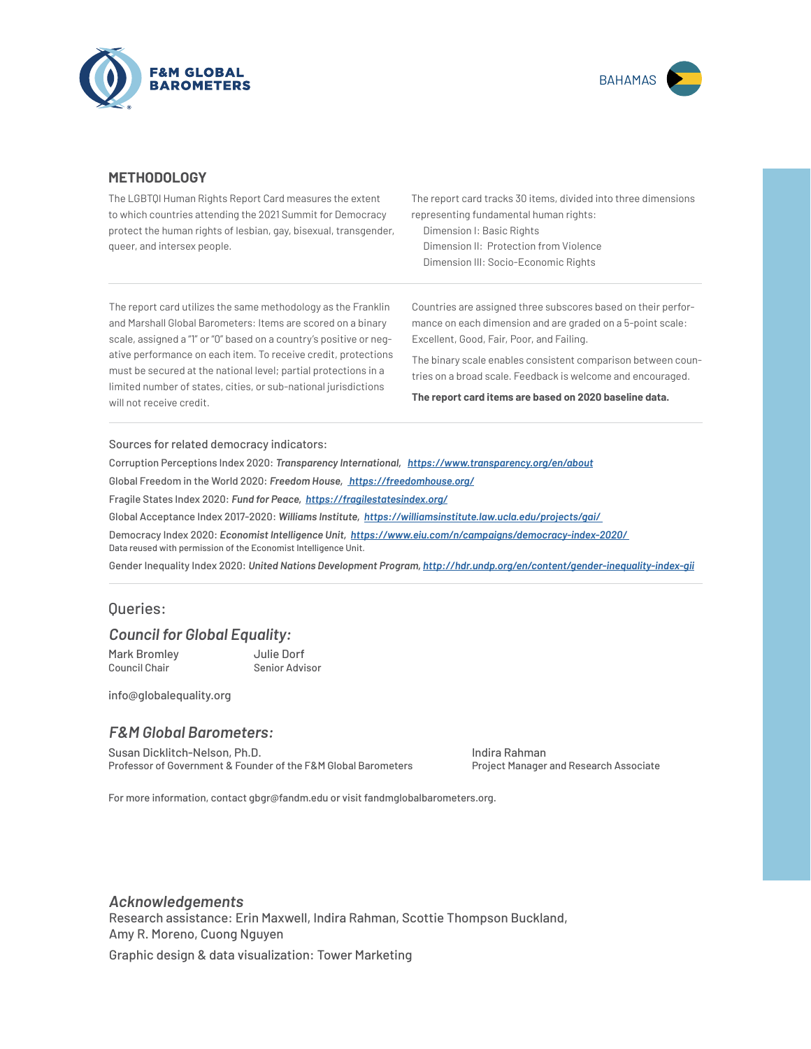F&M GLOBAL BAROMETERS

BAHAMAS

## METHODOLOGY

The LGBTQI Human Rights Report Card measures the extent to which countries attending the 2021 Summit for Democracy protect the human rights of lesbian, gay, bisexual, transgender, queer, and intersex people.

The report card tracks 30 items, divided into three dimensions representing fundamental human rights:

- Dimension I: Basic Rights
- Dimension II: Protection from Violence
- Dimension III: Socio-Economic Rights

The report card utilizes the same methodology as the Franklin and Marshall Global Barometers: Items are scored on a binary scale, assigned a "1" or "0" based on a country's positive or negative performance on each item. To receive credit, protections must be secured at the national level; partial protections in a limited number of states, cities, or sub-national jurisdictions will not receive credit.

Countries are assigned three subscores based on their performance on each dimension and are graded on a 5-point scale: Excellent, Good, Fair, Poor, and Failing.

The binary scale enables consistent comparison between countries on a broad scale. Feedback is welcome and encouraged.

**The report card items are based on 2020 baseline data.**

Sources for related democracy indicators:

Corruption Perceptions Index 2020: ***Transparency International,*** ***https://www.transparency.org/en/about***

Global Freedom in the World 2020: ***Freedom House,*** ***https://freedomhouse.org/***

Fragile States Index 2020: ***Fund for Peace,*** ***https://fragilestatesindex.org/***

Global Acceptance Index 2017-2020: ***Williams Institute,*** ***https://williamsinstitute.law.ucla.edu/projects/gai/***

Democracy Index 2020: ***Economist Intelligence Unit,*** ***https://www.eiu.com/n/campaigns/democracy-index-2020/***
Data reused with permission of the Economist Intelligence Unit.

Gender Inequality Index 2020: ***United Nations Development Program,*** ***http://hdr.undp.org/en/content/gender-inequality-index-gii***

## Queries:

### *Council for Global Equality:*

Mark Bromley
Council Chair

Julie Dorf
Senior Advisor

info@globalequality.org

### *F&M Global Barometers:*

Susan Dicklitch-Nelson, Ph.D.
Professor of Government & Founder of the F&M Global Barometers

Indira Rahman
Project Manager and Research Associate

For more information, contact gbgr@fandm.edu or visit fandmglobalbarometers.org.

### *Acknowledgements*

Research assistance: Erin Maxwell, Indira Rahman, Scottie Thompson Buckland, Amy R. Moreno, Cuong Nguyen

Graphic design & data visualization: Tower Marketing